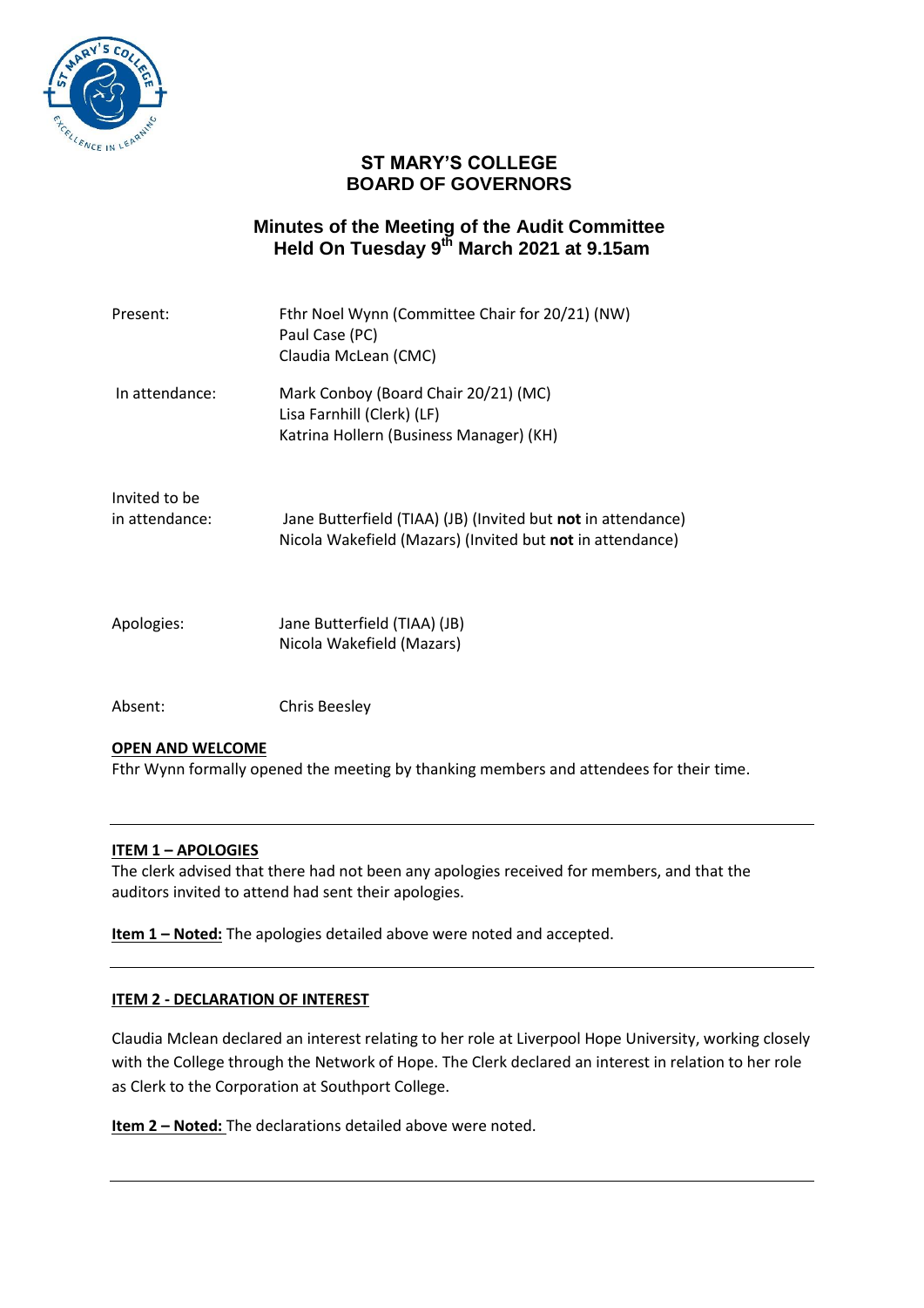# ST MARY'S COLLEGE
# BOARD OF GOVERNORS

## Minutes of the Meeting of the Audit Committee Held On Tuesday 9th March 2021 at 9.15am

| | |
|---|---|
| Present: | Fthr Noel Wynn (Committee Chair for 20/21) (NW)<br>Paul Case (PC)<br>Claudia McLean (CMC) |
| In attendance: | Mark Conboy (Board Chair 20/21) (MC)<br>Lisa Farnhill (Clerk) (LF)<br>Katrina Hollern (Business Manager) (KH) |
| Invited to be in attendance: | Jane Butterfield (TIAA) (JB) (Invited but **not** in attendance)<br>Nicola Wakefield (Mazars) (Invited but **not** in attendance) |
| Apologies: | Jane Butterfield (TIAA) (JB)<br>Nicola Wakefield (Mazars) |
| Absent: | Chris Beesley |

**OPEN AND WELCOME**

Fthr Wynn formally opened the meeting by thanking members and attendees for their time.

---

**ITEM 1 – APOLOGIES**

The clerk advised that there had not been any apologies received for members, and that the auditors invited to attend had sent their apologies.

**Item 1 – Noted:** The apologies detailed above were noted and accepted.

---

**ITEM 2 - DECLARATION OF INTEREST**

Claudia Mclean declared an interest relating to her role at Liverpool Hope University, working closely with the College through the Network of Hope. The Clerk declared an interest in relation to her role as Clerk to the Corporation at Southport College.

**Item 2 – Noted:** The declarations detailed above were noted.

---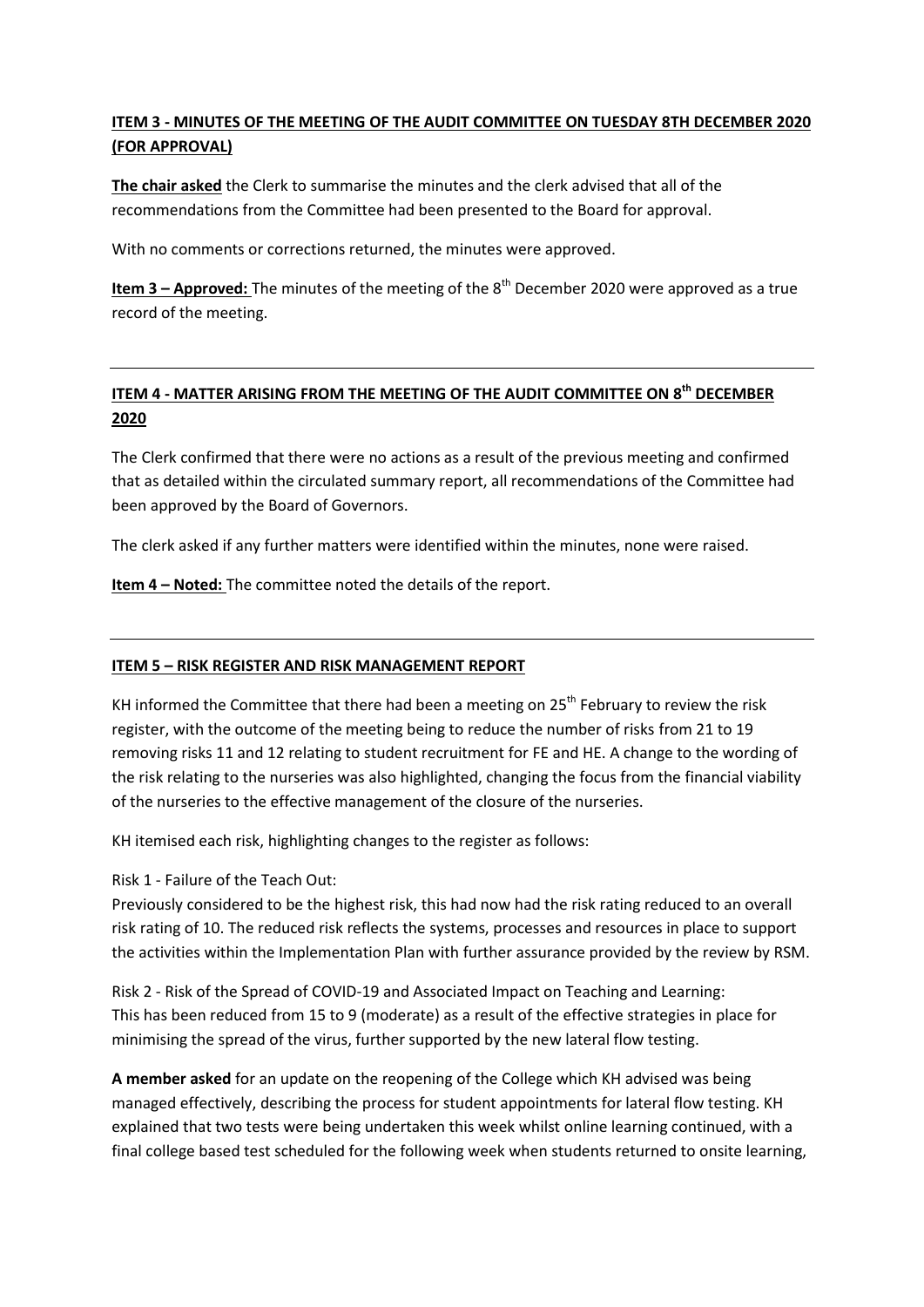**ITEM 3 - MINUTES OF THE MEETING OF THE AUDIT COMMITTEE ON TUESDAY 8TH DECEMBER 2020 (FOR APPROVAL)**

**The chair asked** the Clerk to summarise the minutes and the clerk advised that all of the recommendations from the Committee had been presented to the Board for approval.

With no comments or corrections returned, the minutes were approved.

**Item 3 – Approved:** The minutes of the meeting of the 8th December 2020 were approved as a true record of the meeting.

---

**ITEM 4 - MATTER ARISING FROM THE MEETING OF THE AUDIT COMMITTEE ON 8th DECEMBER 2020**

The Clerk confirmed that there were no actions as a result of the previous meeting and confirmed that as detailed within the circulated summary report, all recommendations of the Committee had been approved by the Board of Governors.

The clerk asked if any further matters were identified within the minutes, none were raised.

**Item 4 – Noted:** The committee noted the details of the report.

---

**ITEM 5 – RISK REGISTER AND RISK MANAGEMENT REPORT**

KH informed the Committee that there had been a meeting on 25th February to review the risk register, with the outcome of the meeting being to reduce the number of risks from 21 to 19 removing risks 11 and 12 relating to student recruitment for FE and HE. A change to the wording of the risk relating to the nurseries was also highlighted, changing the focus from the financial viability of the nurseries to the effective management of the closure of the nurseries.

KH itemised each risk, highlighting changes to the register as follows:

Risk 1 - Failure of the Teach Out:
Previously considered to be the highest risk, this had now had the risk rating reduced to an overall risk rating of 10. The reduced risk reflects the systems, processes and resources in place to support the activities within the Implementation Plan with further assurance provided by the review by RSM.

Risk 2 - Risk of the Spread of COVID-19 and Associated Impact on Teaching and Learning:
This has been reduced from 15 to 9 (moderate) as a result of the effective strategies in place for minimising the spread of the virus, further supported by the new lateral flow testing.

**A member asked** for an update on the reopening of the College which KH advised was being managed effectively, describing the process for student appointments for lateral flow testing. KH explained that two tests were being undertaken this week whilst online learning continued, with a final college based test scheduled for the following week when students returned to onsite learning,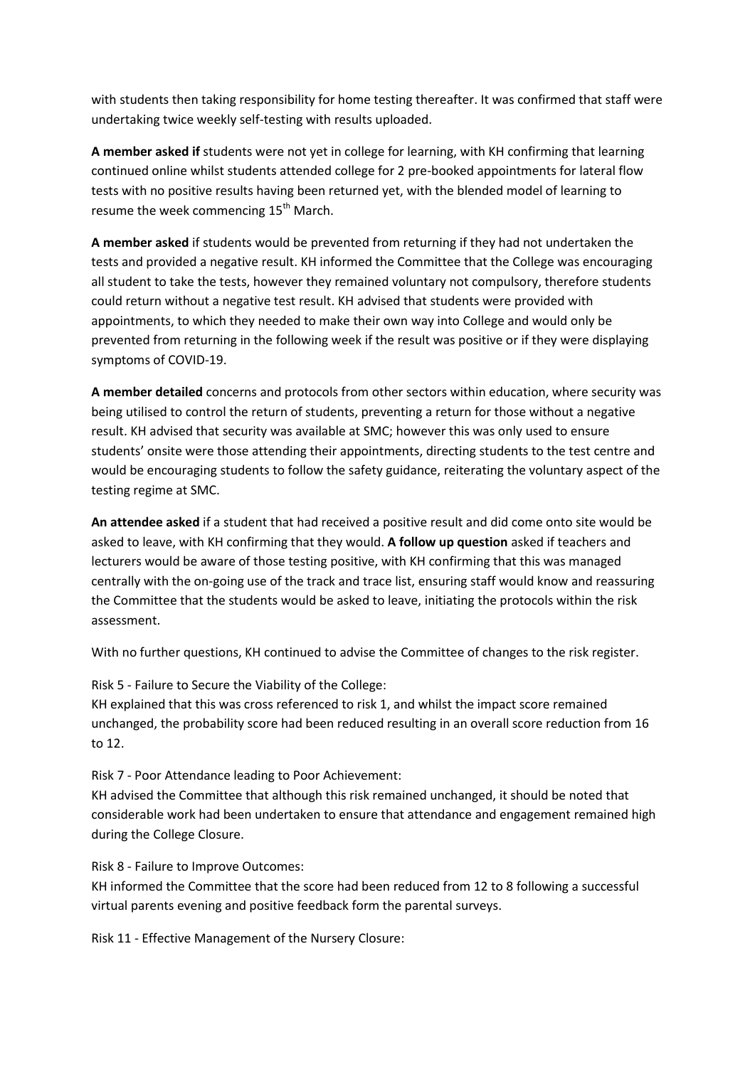with students then taking responsibility for home testing thereafter. It was confirmed that staff were undertaking twice weekly self-testing with results uploaded.

**A member asked if** students were not yet in college for learning, with KH confirming that learning continued online whilst students attended college for 2 pre-booked appointments for lateral flow tests with no positive results having been returned yet, with the blended model of learning to resume the week commencing 15th March.

**A member asked** if students would be prevented from returning if they had not undertaken the tests and provided a negative result. KH informed the Committee that the College was encouraging all student to take the tests, however they remained voluntary not compulsory, therefore students could return without a negative test result. KH advised that students were provided with appointments, to which they needed to make their own way into College and would only be prevented from returning in the following week if the result was positive or if they were displaying symptoms of COVID-19.

**A member detailed** concerns and protocols from other sectors within education, where security was being utilised to control the return of students, preventing a return for those without a negative result. KH advised that security was available at SMC; however this was only used to ensure students' onsite were those attending their appointments, directing students to the test centre and would be encouraging students to follow the safety guidance, reiterating the voluntary aspect of the testing regime at SMC.

**An attendee asked** if a student that had received a positive result and did come onto site would be asked to leave, with KH confirming that they would. **A follow up question** asked if teachers and lecturers would be aware of those testing positive, with KH confirming that this was managed centrally with the on-going use of the track and trace list, ensuring staff would know and reassuring the Committee that the students would be asked to leave, initiating the protocols within the risk assessment.

With no further questions, KH continued to advise the Committee of changes to the risk register.

Risk 5 - Failure to Secure the Viability of the College:
KH explained that this was cross referenced to risk 1, and whilst the impact score remained unchanged, the probability score had been reduced resulting in an overall score reduction from 16 to 12.

Risk 7 - Poor Attendance leading to Poor Achievement:
KH advised the Committee that although this risk remained unchanged, it should be noted that considerable work had been undertaken to ensure that attendance and engagement remained high during the College Closure.

Risk 8 - Failure to Improve Outcomes:
KH informed the Committee that the score had been reduced from 12 to 8 following a successful virtual parents evening and positive feedback form the parental surveys.

Risk 11 - Effective Management of the Nursery Closure: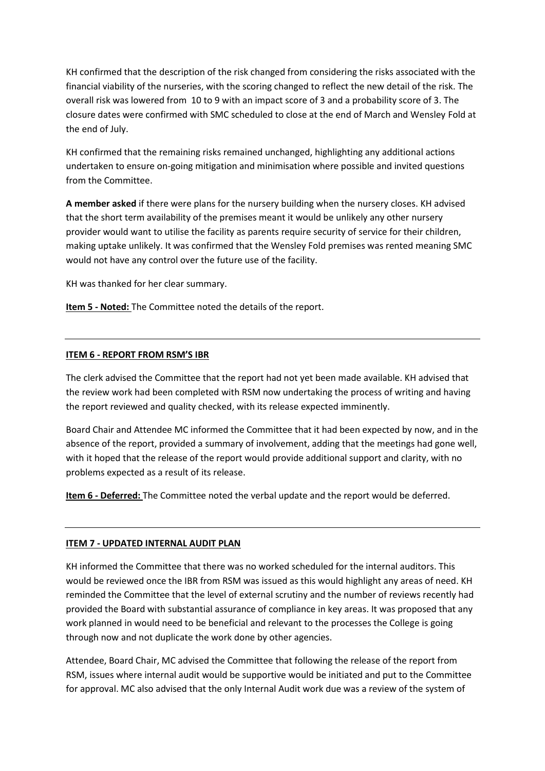KH confirmed that the description of the risk changed from considering the risks associated with the financial viability of the nurseries, with the scoring changed to reflect the new detail of the risk. The overall risk was lowered from  10 to 9 with an impact score of 3 and a probability score of 3. The closure dates were confirmed with SMC scheduled to close at the end of March and Wensley Fold at the end of July.

KH confirmed that the remaining risks remained unchanged, highlighting any additional actions undertaken to ensure on-going mitigation and minimisation where possible and invited questions from the Committee.

**A member asked** if there were plans for the nursery building when the nursery closes. KH advised that the short term availability of the premises meant it would be unlikely any other nursery provider would want to utilise the facility as parents require security of service for their children, making uptake unlikely. It was confirmed that the Wensley Fold premises was rented meaning SMC would not have any control over the future use of the facility.

KH was thanked for her clear summary.

**Item 5 - Noted:** The Committee noted the details of the report.

---

**ITEM 6 - REPORT FROM RSM'S IBR**

The clerk advised the Committee that the report had not yet been made available. KH advised that the review work had been completed with RSM now undertaking the process of writing and having the report reviewed and quality checked, with its release expected imminently.

Board Chair and Attendee MC informed the Committee that it had been expected by now, and in the absence of the report, provided a summary of involvement, adding that the meetings had gone well, with it hoped that the release of the report would provide additional support and clarity, with no problems expected as a result of its release.

**Item 6 - Deferred:** The Committee noted the verbal update and the report would be deferred.

---

**ITEM 7 - UPDATED INTERNAL AUDIT PLAN**

KH informed the Committee that there was no worked scheduled for the internal auditors. This would be reviewed once the IBR from RSM was issued as this would highlight any areas of need. KH reminded the Committee that the level of external scrutiny and the number of reviews recently had provided the Board with substantial assurance of compliance in key areas. It was proposed that any work planned in would need to be beneficial and relevant to the processes the College is going through now and not duplicate the work done by other agencies.

Attendee, Board Chair, MC advised the Committee that following the release of the report from RSM, issues where internal audit would be supportive would be initiated and put to the Committee for approval. MC also advised that the only Internal Audit work due was a review of the system of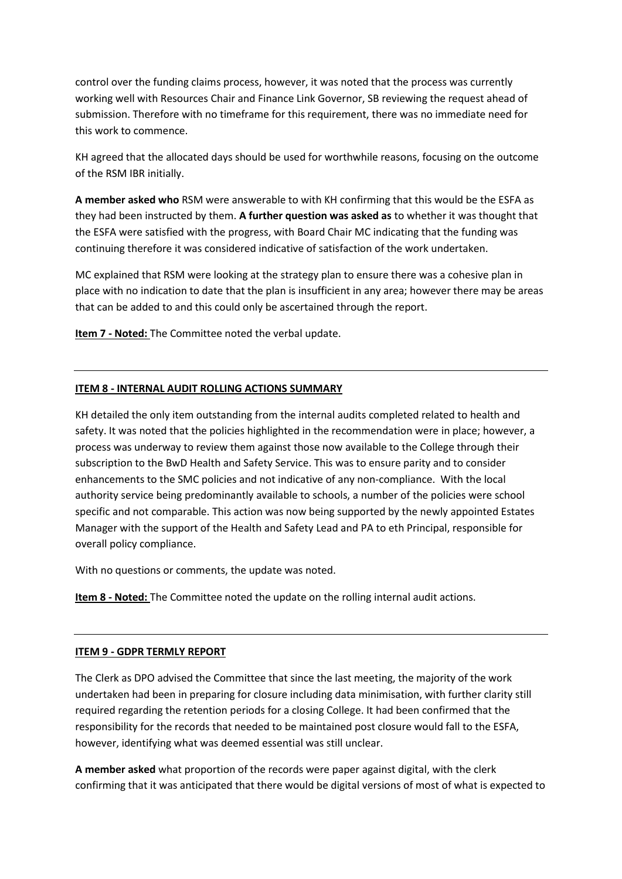control over the funding claims process, however, it was noted that the process was currently working well with Resources Chair and Finance Link Governor, SB reviewing the request ahead of submission. Therefore with no timeframe for this requirement, there was no immediate need for this work to commence.

KH agreed that the allocated days should be used for worthwhile reasons, focusing on the outcome of the RSM IBR initially.

**A member asked who** RSM were answerable to with KH confirming that this would be the ESFA as they had been instructed by them. **A further question was asked as** to whether it was thought that the ESFA were satisfied with the progress, with Board Chair MC indicating that the funding was continuing therefore it was considered indicative of satisfaction of the work undertaken.

MC explained that RSM were looking at the strategy plan to ensure there was a cohesive plan in place with no indication to date that the plan is insufficient in any area; however there may be areas that can be added to and this could only be ascertained through the report.

**Item 7 - Noted:** The Committee noted the verbal update.

---

**ITEM 8 - INTERNAL AUDIT ROLLING ACTIONS SUMMARY**

KH detailed the only item outstanding from the internal audits completed related to health and safety. It was noted that the policies highlighted in the recommendation were in place; however, a process was underway to review them against those now available to the College through their subscription to the BwD Health and Safety Service. This was to ensure parity and to consider enhancements to the SMC policies and not indicative of any non-compliance. With the local authority service being predominantly available to schools, a number of the policies were school specific and not comparable. This action was now being supported by the newly appointed Estates Manager with the support of the Health and Safety Lead and PA to eth Principal, responsible for overall policy compliance.

With no questions or comments, the update was noted.

**Item 8 - Noted:** The Committee noted the update on the rolling internal audit actions.

---

**ITEM 9 - GDPR TERMLY REPORT**

The Clerk as DPO advised the Committee that since the last meeting, the majority of the work undertaken had been in preparing for closure including data minimisation, with further clarity still required regarding the retention periods for a closing College. It had been confirmed that the responsibility for the records that needed to be maintained post closure would fall to the ESFA, however, identifying what was deemed essential was still unclear.

**A member asked** what proportion of the records were paper against digital, with the clerk confirming that it was anticipated that there would be digital versions of most of what is expected to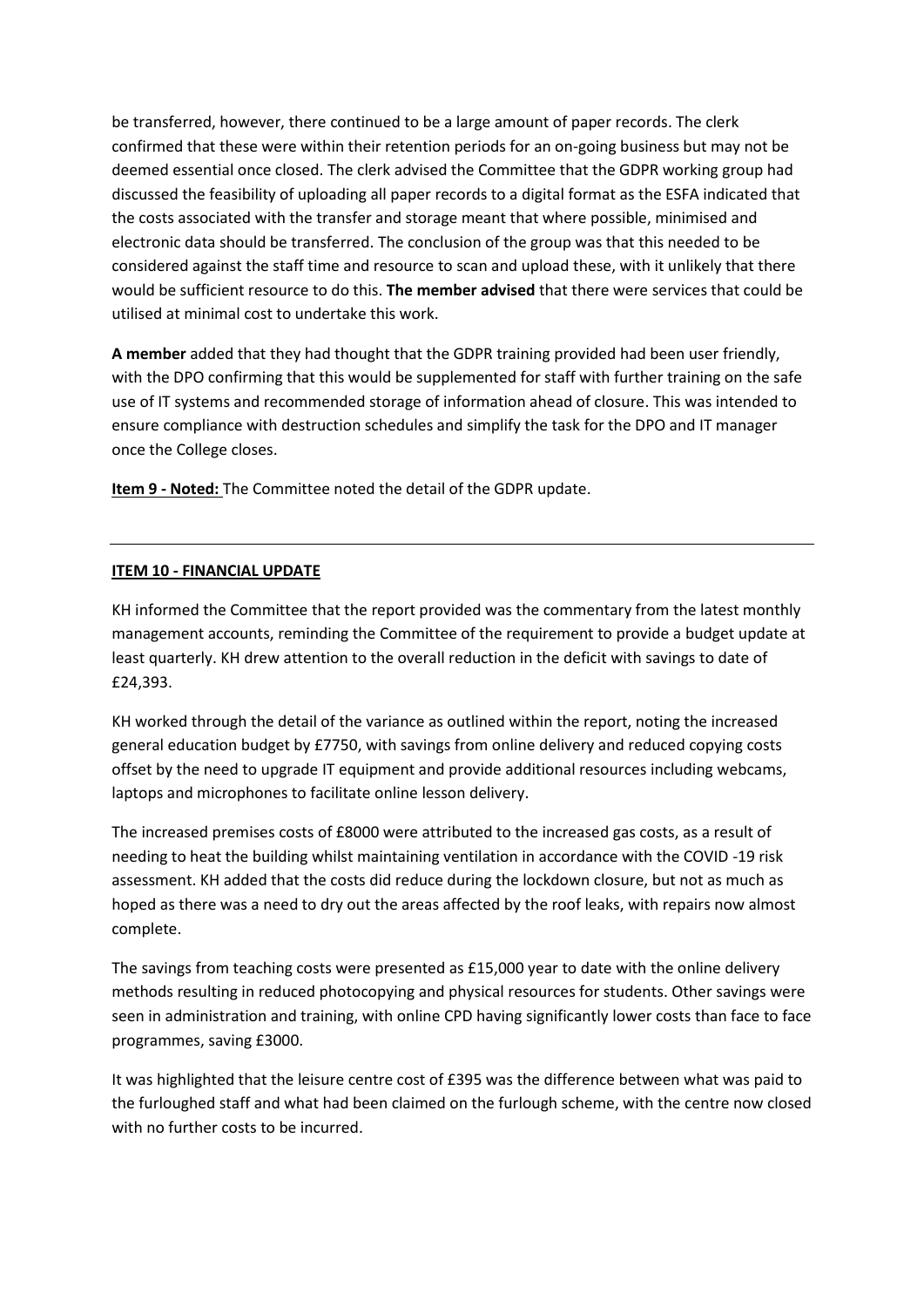be transferred, however, there continued to be a large amount of paper records. The clerk confirmed that these were within their retention periods for an on-going business but may not be deemed essential once closed. The clerk advised the Committee that the GDPR working group had discussed the feasibility of uploading all paper records to a digital format as the ESFA indicated that the costs associated with the transfer and storage meant that where possible, minimised and electronic data should be transferred. The conclusion of the group was that this needed to be considered against the staff time and resource to scan and upload these, with it unlikely that there would be sufficient resource to do this. **The member advised** that there were services that could be utilised at minimal cost to undertake this work.

**A member** added that they had thought that the GDPR training provided had been user friendly, with the DPO confirming that this would be supplemented for staff with further training on the safe use of IT systems and recommended storage of information ahead of closure. This was intended to ensure compliance with destruction schedules and simplify the task for the DPO and IT manager once the College closes.

**Item 9 - Noted:** The Committee noted the detail of the GDPR update.

---

**ITEM 10 - FINANCIAL UPDATE**

KH informed the Committee that the report provided was the commentary from the latest monthly management accounts, reminding the Committee of the requirement to provide a budget update at least quarterly. KH drew attention to the overall reduction in the deficit with savings to date of £24,393.

KH worked through the detail of the variance as outlined within the report, noting the increased general education budget by £7750, with savings from online delivery and reduced copying costs offset by the need to upgrade IT equipment and provide additional resources including webcams, laptops and microphones to facilitate online lesson delivery.

The increased premises costs of £8000 were attributed to the increased gas costs, as a result of needing to heat the building whilst maintaining ventilation in accordance with the COVID -19 risk assessment. KH added that the costs did reduce during the lockdown closure, but not as much as hoped as there was a need to dry out the areas affected by the roof leaks, with repairs now almost complete.

The savings from teaching costs were presented as £15,000 year to date with the online delivery methods resulting in reduced photocopying and physical resources for students. Other savings were seen in administration and training, with online CPD having significantly lower costs than face to face programmes, saving £3000.

It was highlighted that the leisure centre cost of £395 was the difference between what was paid to the furloughed staff and what had been claimed on the furlough scheme, with the centre now closed with no further costs to be incurred.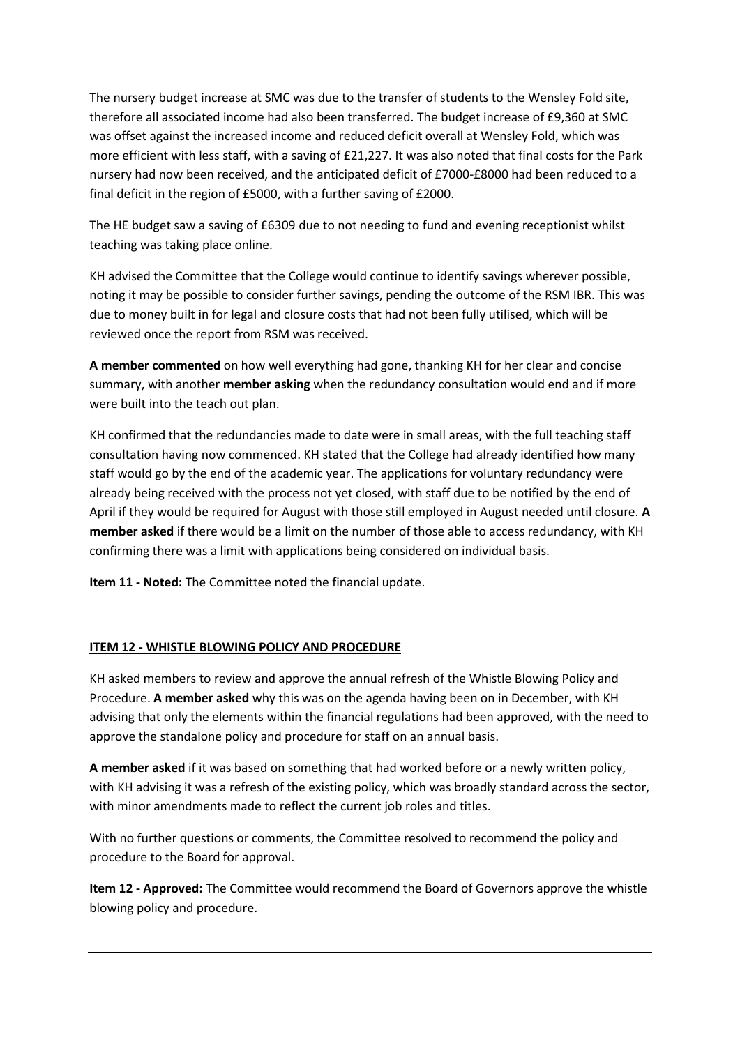The nursery budget increase at SMC was due to the transfer of students to the Wensley Fold site, therefore all associated income had also been transferred. The budget increase of £9,360 at SMC was offset against the increased income and reduced deficit overall at Wensley Fold, which was more efficient with less staff, with a saving of £21,227. It was also noted that final costs for the Park nursery had now been received, and the anticipated deficit of £7000-£8000 had been reduced to a final deficit in the region of £5000, with a further saving of £2000.

The HE budget saw a saving of £6309 due to not needing to fund and evening receptionist whilst teaching was taking place online.

KH advised the Committee that the College would continue to identify savings wherever possible, noting it may be possible to consider further savings, pending the outcome of the RSM IBR. This was due to money built in for legal and closure costs that had not been fully utilised, which will be reviewed once the report from RSM was received.

**A member commented** on how well everything had gone, thanking KH for her clear and concise summary, with another **member asking** when the redundancy consultation would end and if more were built into the teach out plan.

KH confirmed that the redundancies made to date were in small areas, with the full teaching staff consultation having now commenced. KH stated that the College had already identified how many staff would go by the end of the academic year. The applications for voluntary redundancy were already being received with the process not yet closed, with staff due to be notified by the end of April if they would be required for August with those still employed in August needed until closure. **A member asked** if there would be a limit on the number of those able to access redundancy, with KH confirming there was a limit with applications being considered on individual basis.

**Item 11 - Noted:** The Committee noted the financial update.

---

**ITEM 12 - WHISTLE BLOWING POLICY AND PROCEDURE**

KH asked members to review and approve the annual refresh of the Whistle Blowing Policy and Procedure. **A member asked** why this was on the agenda having been on in December, with KH advising that only the elements within the financial regulations had been approved, with the need to approve the standalone policy and procedure for staff on an annual basis.

**A member asked** if it was based on something that had worked before or a newly written policy, with KH advising it was a refresh of the existing policy, which was broadly standard across the sector, with minor amendments made to reflect the current job roles and titles.

With no further questions or comments, the Committee resolved to recommend the policy and procedure to the Board for approval.

**Item 12 - Approved:** The Committee would recommend the Board of Governors approve the whistle blowing policy and procedure.

---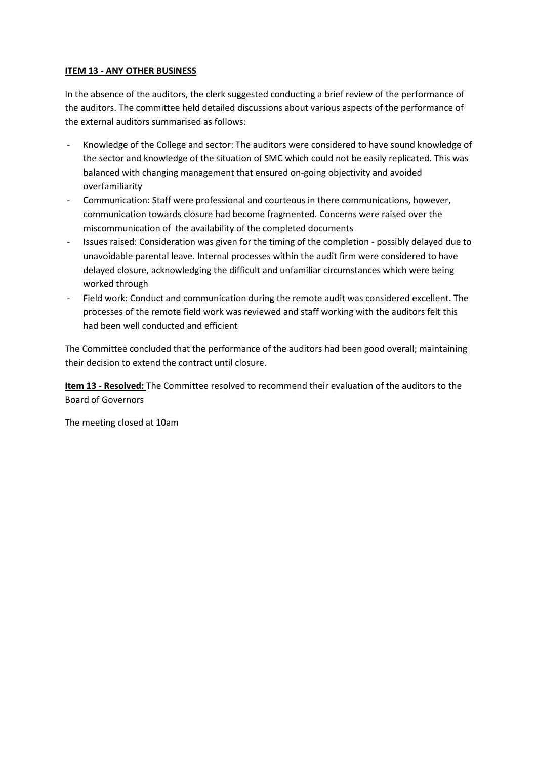**ITEM 13 - ANY OTHER BUSINESS**

In the absence of the auditors, the clerk suggested conducting a brief review of the performance of the auditors. The committee held detailed discussions about various aspects of the performance of the external auditors summarised as follows:

- Knowledge of the College and sector: The auditors were considered to have sound knowledge of the sector and knowledge of the situation of SMC which could not be easily replicated. This was balanced with changing management that ensured on-going objectivity and avoided overfamiliarity
- Communication: Staff were professional and courteous in there communications, however, communication towards closure had become fragmented. Concerns were raised over the miscommunication of the availability of the completed documents
- Issues raised: Consideration was given for the timing of the completion - possibly delayed due to unavoidable parental leave. Internal processes within the audit firm were considered to have delayed closure, acknowledging the difficult and unfamiliar circumstances which were being worked through
- Field work: Conduct and communication during the remote audit was considered excellent. The processes of the remote field work was reviewed and staff working with the auditors felt this had been well conducted and efficient

The Committee concluded that the performance of the auditors had been good overall; maintaining their decision to extend the contract until closure.

**Item 13 - Resolved:** The Committee resolved to recommend their evaluation of the auditors to the Board of Governors

The meeting closed at 10am